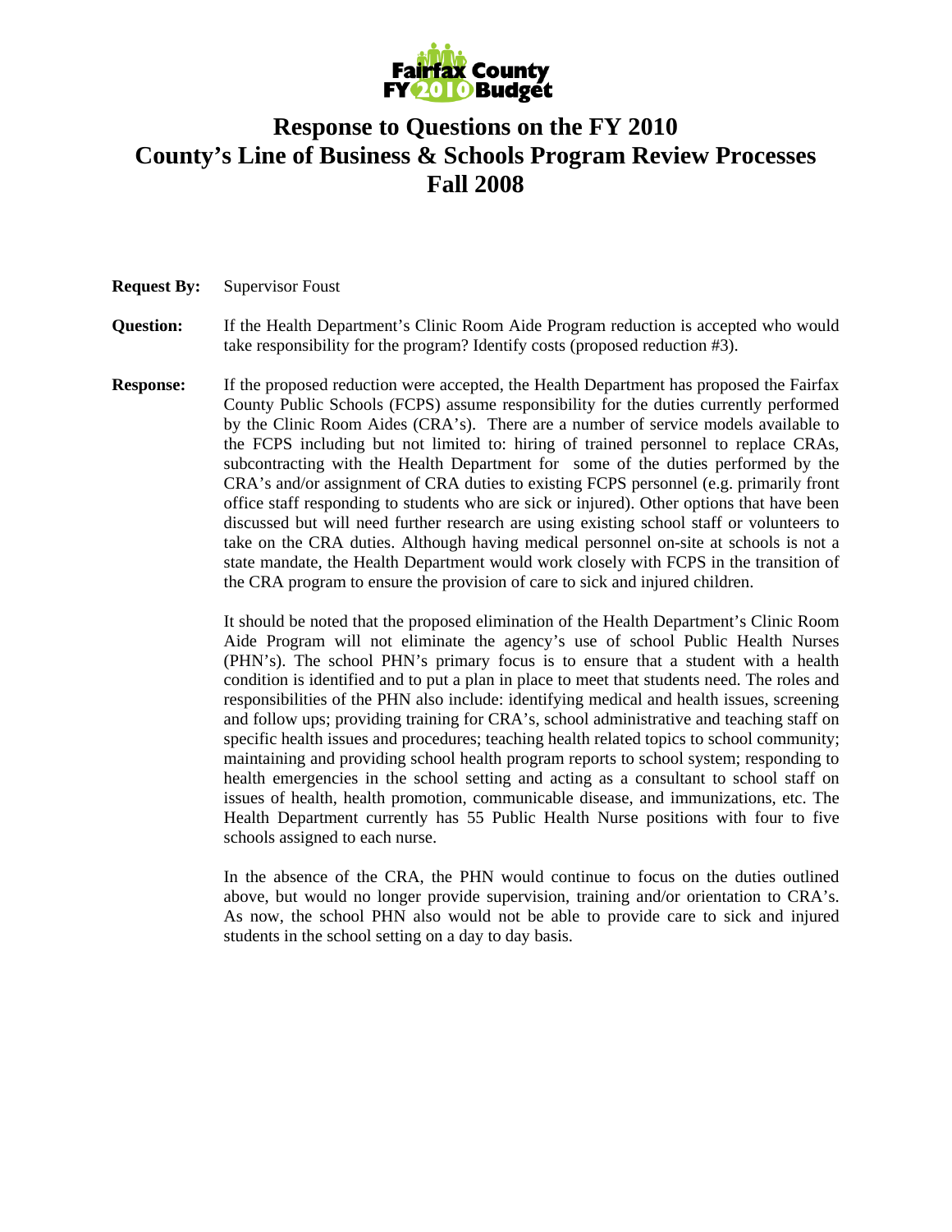Fairfax County FY 2010 Budget

# Response to Questions on the FY 2010 County's Line of Business & Schools Program Review Processes Fall 2008

**Request By:** Supervisor Foust

**Question:** If the Health Department's Clinic Room Aide Program reduction is accepted who would take responsibility for the program? Identify costs (proposed reduction #3).

**Response:** If the proposed reduction were accepted, the Health Department has proposed the Fairfax County Public Schools (FCPS) assume responsibility for the duties currently performed by the Clinic Room Aides (CRA's). There are a number of service models available to the FCPS including but not limited to: hiring of trained personnel to replace CRAs, subcontracting with the Health Department for some of the duties performed by the CRA's and/or assignment of CRA duties to existing FCPS personnel (e.g. primarily front office staff responding to students who are sick or injured). Other options that have been discussed but will need further research are using existing school staff or volunteers to take on the CRA duties. Although having medical personnel on-site at schools is not a state mandate, the Health Department would work closely with FCPS in the transition of the CRA program to ensure the provision of care to sick and injured children.

It should be noted that the proposed elimination of the Health Department's Clinic Room Aide Program will not eliminate the agency's use of school Public Health Nurses (PHN's). The school PHN's primary focus is to ensure that a student with a health condition is identified and to put a plan in place to meet that students need. The roles and responsibilities of the PHN also include: identifying medical and health issues, screening and follow ups; providing training for CRA's, school administrative and teaching staff on specific health issues and procedures; teaching health related topics to school community; maintaining and providing school health program reports to school system; responding to health emergencies in the school setting and acting as a consultant to school staff on issues of health, health promotion, communicable disease, and immunizations, etc. The Health Department currently has 55 Public Health Nurse positions with four to five schools assigned to each nurse.

In the absence of the CRA, the PHN would continue to focus on the duties outlined above, but would no longer provide supervision, training and/or orientation to CRA's. As now, the school PHN also would not be able to provide care to sick and injured students in the school setting on a day to day basis.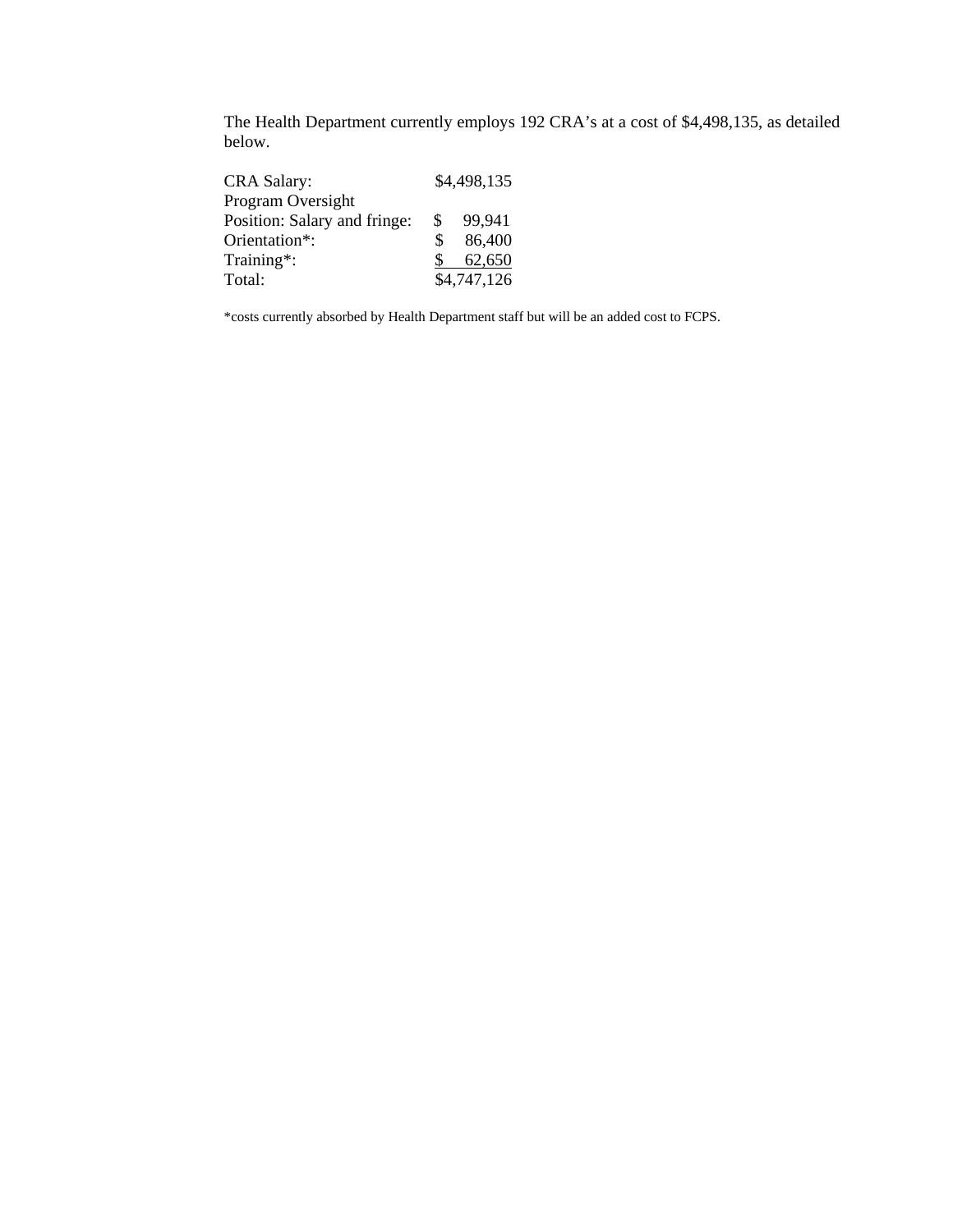The Health Department currently employs 192 CRA's at a cost of $4,498,135, as detailed below.

| | |
|---|---|
| CRA Salary: | $4,498,135 |
| Program Oversight | |
| Position: Salary and fringe: | $ 99,941 |
| Orientation*: | $ 86,400 |
| Training*: | $ 62,650 |
| Total: | $4,747,126 |

*costs currently absorbed by Health Department staff but will be an added cost to FCPS.